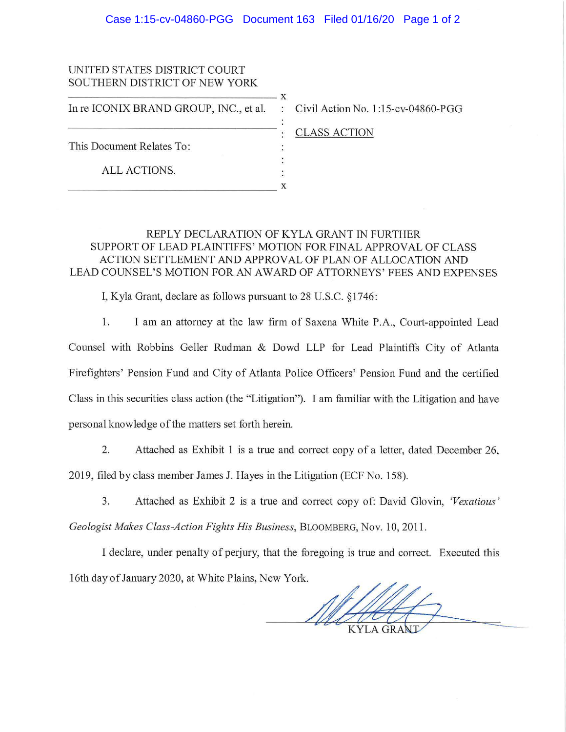UNITED STATES DISTRICT COURT
SOUTHERN DISTRICT OF NEW YORK

| | |
|---|---|
| In re ICONIX BRAND GROUP, INC., et al. | Civil Action No. 1:15-cv-04860-PGG |
| | CLASS ACTION |
| This Document Relates To: | |
| ALL ACTIONS. | |

## REPLY DECLARATION OF KYLA GRANT IN FURTHER SUPPORT OF LEAD PLAINTIFFS' MOTION FOR FINAL APPROVAL OF CLASS ACTION SETTLEMENT AND APPROVAL OF PLAN OF ALLOCATION AND LEAD COUNSEL'S MOTION FOR AN AWARD OF ATTORNEYS' FEES AND EXPENSES

I, Kyla Grant, declare as follows pursuant to 28 U.S.C. §1746:

1. I am an attorney at the law firm of Saxena White P.A., Court-appointed Lead Counsel with Robbins Geller Rudman & Dowd LLP for Lead Plaintiffs City of Atlanta Firefighters' Pension Fund and City of Atlanta Police Officers' Pension Fund and the certified Class in this securities class action (the "Litigation"). I am familiar with the Litigation and have personal knowledge of the matters set forth herein.

2. Attached as Exhibit 1 is a true and correct copy of a letter, dated December 26, 2019, filed by class member James J. Hayes in the Litigation (ECF No. 158).

3. Attached as Exhibit 2 is a true and correct copy of: David Glovin, *'Vexatious' Geologist Makes Class-Action Fights His Business*, BLOOMBERG, Nov. 10, 2011.

I declare, under penalty of perjury, that the foregoing is true and correct. Executed this 16th day of January 2020, at White Plains, New York.

KYLA GRANT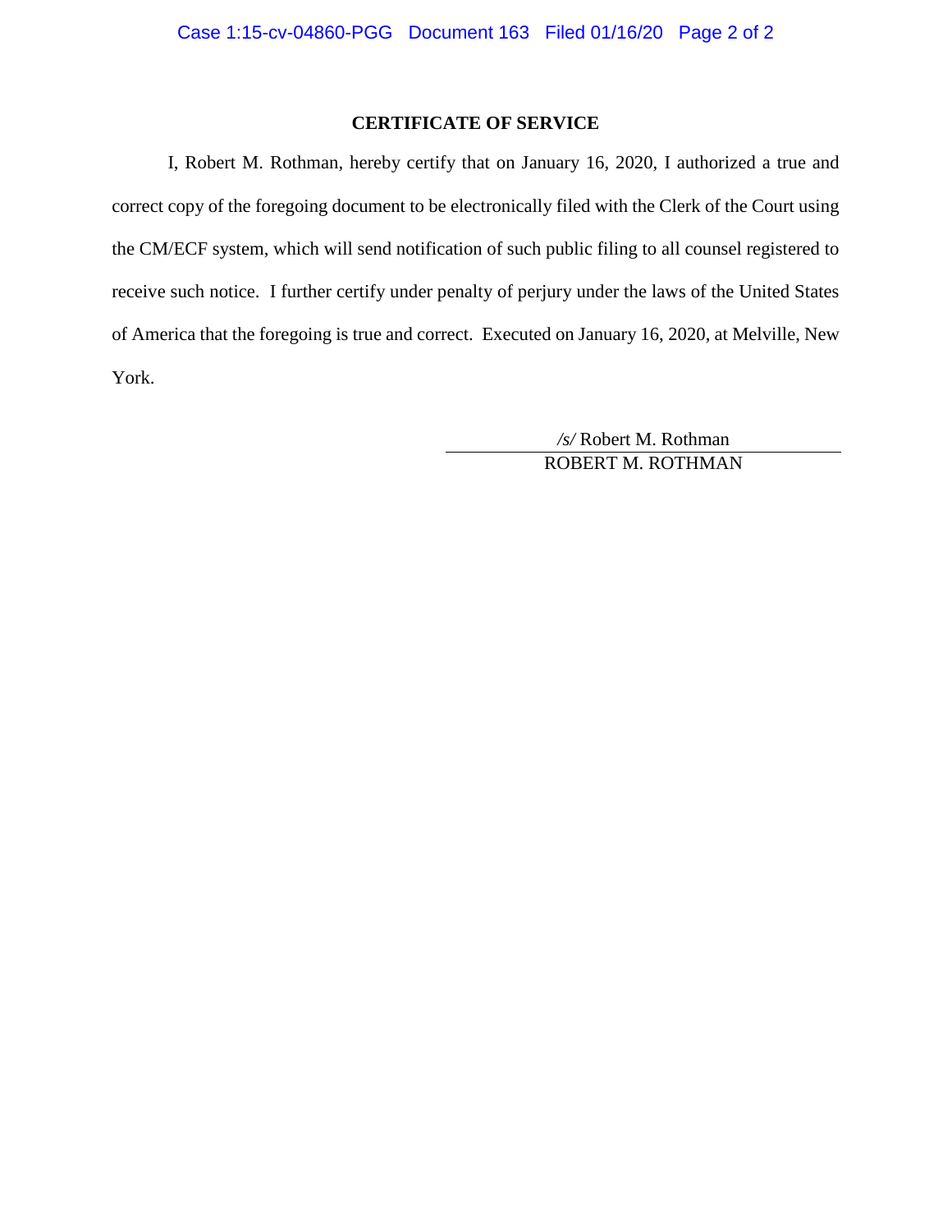## CERTIFICATE OF SERVICE

I, Robert M. Rothman, hereby certify that on January 16, 2020, I authorized a true and correct copy of the foregoing document to be electronically filed with the Clerk of the Court using the CM/ECF system, which will send notification of such public filing to all counsel registered to receive such notice. I further certify under penalty of perjury under the laws of the United States of America that the foregoing is true and correct. Executed on January 16, 2020, at Melville, New York.

*/s/* Robert M. Rothman
ROBERT M. ROTHMAN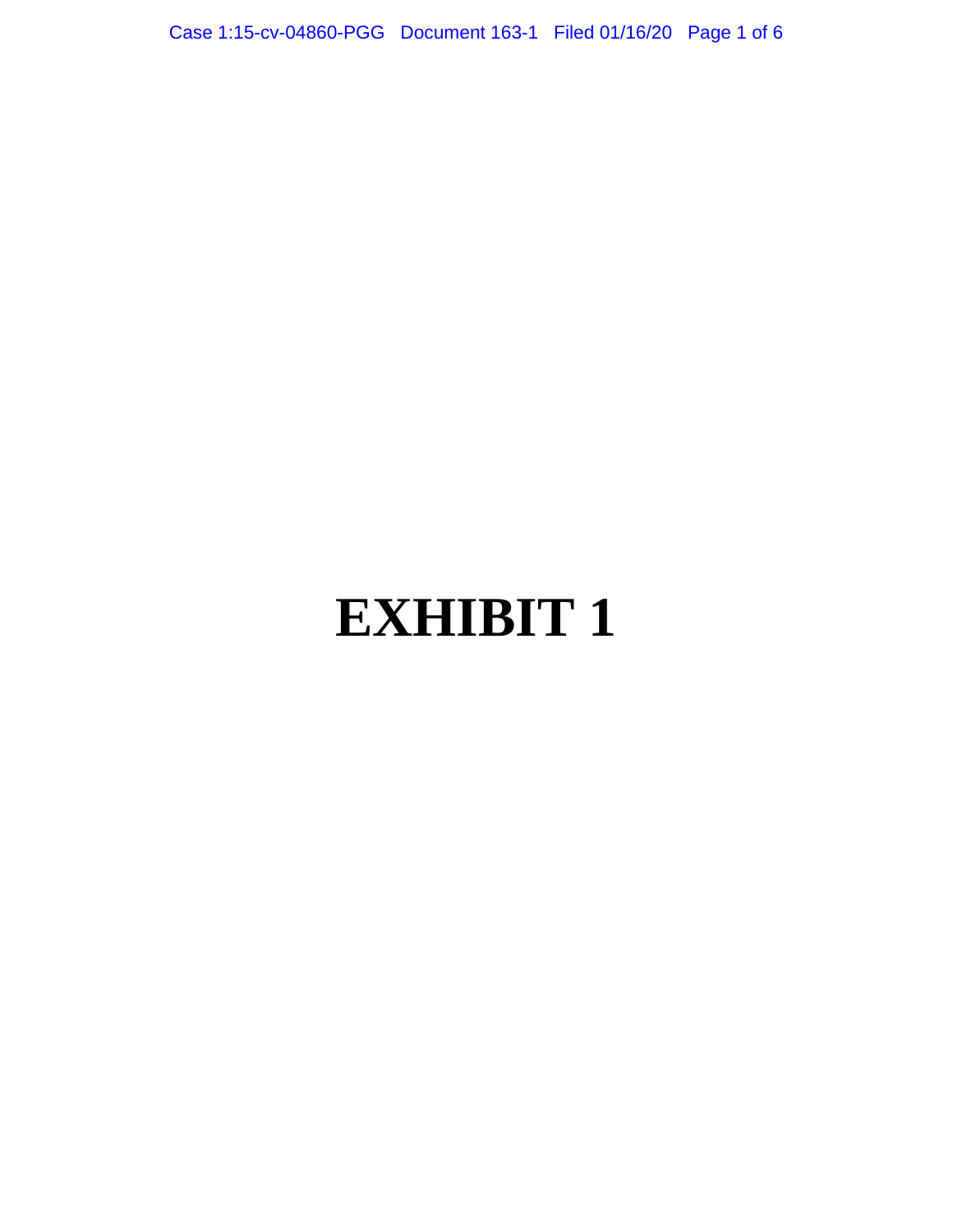# EXHIBIT 1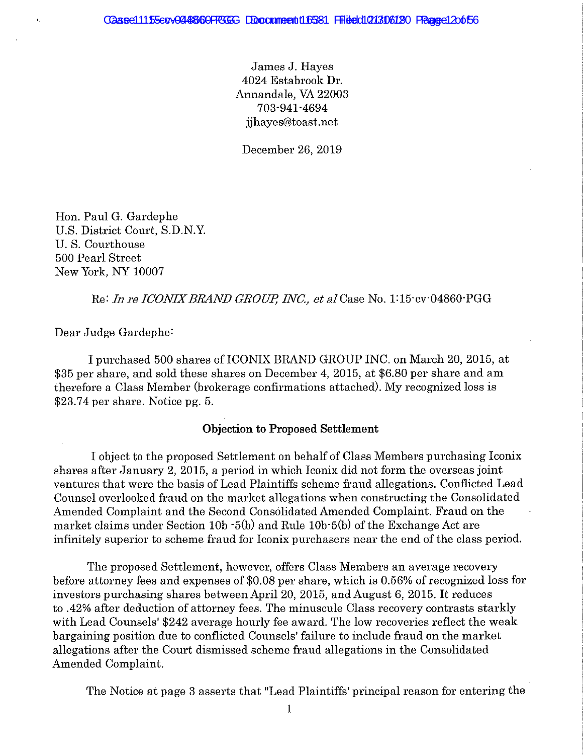James J. Hayes
4024 Estabrook Dr.
Annandale, VA 22003
703-941-4694
jjhayes@toast.net

December 26, 2019

Hon. Paul G. Gardephe
U.S. District Court, S.D.N.Y.
U. S. Courthouse
500 Pearl Street
New York, NY 10007

Re: *In re ICONIX BRAND GROUP, INC., et al* Case No. 1:15-cv-04860-PGG

Dear Judge Gardephe:

I purchased 500 shares of ICONIX BRAND GROUP INC. on March 20, 2015, at $35 per share, and sold these shares on December 4, 2015, at $6.80 per share and am therefore a Class Member (brokerage confirmations attached). My recognized loss is $23.74 per share. Notice pg. 5.

**Objection to Proposed Settlement**

I object to the proposed Settlement on behalf of Class Members purchasing Iconix shares after January 2, 2015, a period in which Iconix did not form the overseas joint ventures that were the basis of Lead Plaintiffs scheme fraud allegations. Conflicted Lead Counsel overlooked fraud on the market allegations when constructing the Consolidated Amended Complaint and the Second Consolidated Amended Complaint. Fraud on the market claims under Section 10b -5(b) and Rule 10b-5(b) of the Exchange Act are infinitely superior to scheme fraud for Iconix purchasers near the end of the class period.

The proposed Settlement, however, offers Class Members an average recovery before attorney fees and expenses of $0.08 per share, which is 0.56% of recognized loss for investors purchasing shares between April 20, 2015, and August 6, 2015. It reduces to .42% after deduction of attorney fees. The minuscule Class recovery contrasts starkly with Lead Counsels' $242 average hourly fee award. The low recoveries reflect the weak bargaining position due to conflicted Counsels' failure to include fraud on the market allegations after the Court dismissed scheme fraud allegations in the Consolidated Amended Complaint.

The Notice at page 3 asserts that "Lead Plaintiffs' principal reason for entering the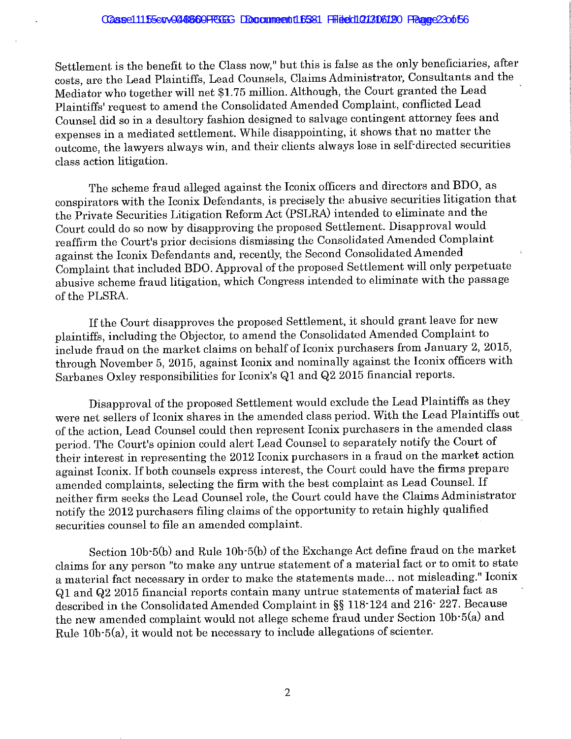Settlement is the benefit to the Class now," but this is false as the only beneficiaries, after costs, are the Lead Plaintiffs, Lead Counsels, Claims Administrator, Consultants and the Mediator who together will net $1.75 million. Although, the Court granted the Lead Plaintiffs' request to amend the Consolidated Amended Complaint, conflicted Lead Counsel did so in a desultory fashion designed to salvage contingent attorney fees and expenses in a mediated settlement. While disappointing, it shows that no matter the outcome, the lawyers always win, and their clients always lose in self-directed securities class action litigation.

The scheme fraud alleged against the Iconix officers and directors and BDO, as conspirators with the Iconix Defendants, is precisely the abusive securities litigation that the Private Securities Litigation Reform Act (PSLRA) intended to eliminate and the Court could do so now by disapproving the proposed Settlement. Disapproval would reaffirm the Court's prior decisions dismissing the Consolidated Amended Complaint against the Iconix Defendants and, recently, the Second Consolidated Amended Complaint that included BDO. Approval of the proposed Settlement will only perpetuate abusive scheme fraud litigation, which Congress intended to eliminate with the passage of the PLSRA.

If the Court disapproves the proposed Settlement, it should grant leave for new plaintiffs, including the Objector, to amend the Consolidated Amended Complaint to include fraud on the market claims on behalf of Iconix purchasers from January 2, 2015, through November 5, 2015, against Iconix and nominally against the Iconix officers with Sarbanes Oxley responsibilities for Iconix's Q1 and Q2 2015 financial reports.

Disapproval of the proposed Settlement would exclude the Lead Plaintiffs as they were net sellers of Iconix shares in the amended class period. With the Lead Plaintiffs out of the action, Lead Counsel could then represent Iconix purchasers in the amended class period. The Court's opinion could alert Lead Counsel to separately notify the Court of their interest in representing the 2012 Iconix purchasers in a fraud on the market action against Iconix. If both counsels express interest, the Court could have the firms prepare amended complaints, selecting the firm with the best complaint as Lead Counsel. If neither firm seeks the Lead Counsel role, the Court could have the Claims Administrator notify the 2012 purchasers filing claims of the opportunity to retain highly qualified securities counsel to file an amended complaint.

Section 10b-5(b) and Rule 10b-5(b) of the Exchange Act define fraud on the market claims for any person "to make any untrue statement of a material fact or to omit to state a material fact necessary in order to make the statements made... not misleading." Iconix Q1 and Q2 2015 financial reports contain many untrue statements of material fact as described in the Consolidated Amended Complaint in §§ 118-124 and 216- 227. Because the new amended complaint would not allege scheme fraud under Section 10b-5(a) and Rule 10b-5(a), it would not be necessary to include allegations of scienter.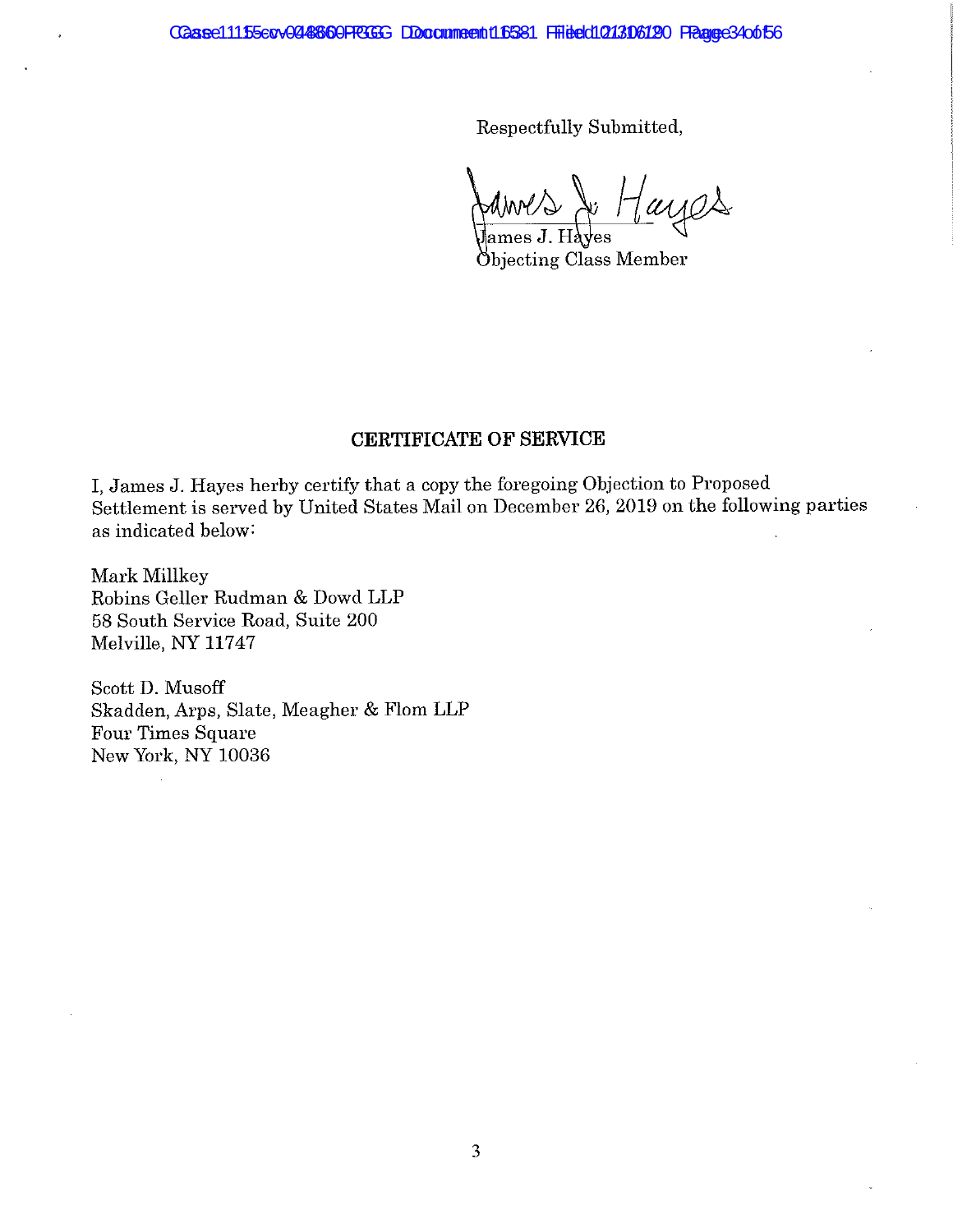Respectfully Submitted,

James J. Hayes
Objecting Class Member

## CERTIFICATE OF SERVICE

I, James J. Hayes herby certify that a copy the foregoing Objection to Proposed Settlement is served by United States Mail on December 26, 2019 on the following parties as indicated below:

Mark Millkey
Robins Geller Rudman & Dowd LLP
58 South Service Road, Suite 200
Melville, NY 11747

Scott D. Musoff
Skadden, Arps, Slate, Meagher & Flom LLP
Four Times Square
New York, NY 10036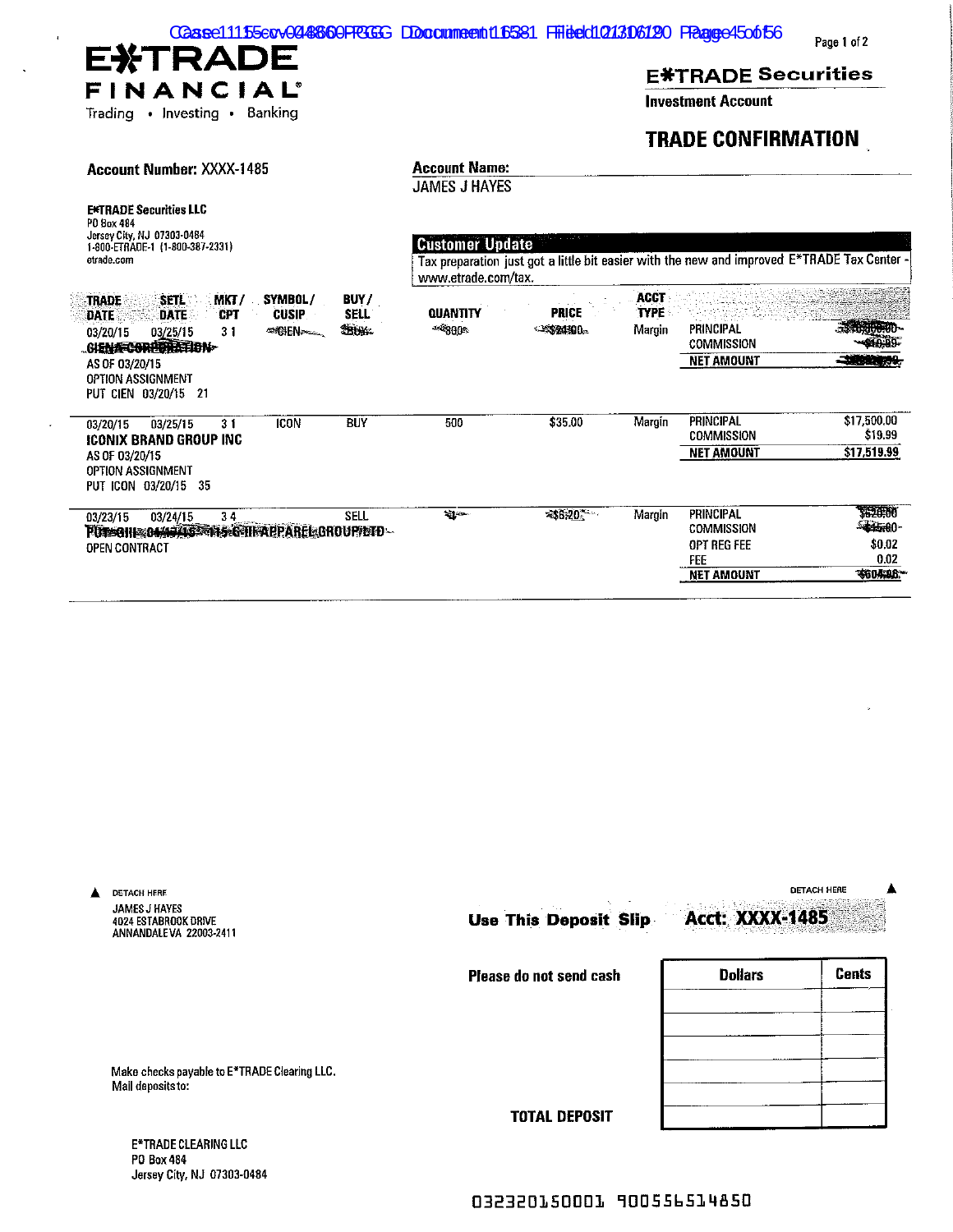# E*TRADE FINANCIAL

Trading • Investing • Banking

## E*TRADE Securities

**Investment Account**

## TRADE CONFIRMATION

**Account Number:** XXXX-1485

**Account Name:** JAMES J HAYES

**E*TRADE Securities LLC**
PO Box 484
Jersey City, NJ 07303-0484
1-800-ETRADE-1 (1-800-387-2331)
etrade.com

**Customer Update**
Tax preparation just got a little bit easier with the new and improved E*TRADE Tax Center - www.etrade.com/tax.

| TRADE DATE | SETL DATE | MKT / CPT | SYMBOL / CUSIP | BUY / SELL | QUANTITY | PRICE | ACCT TYPE | | |
|---|---|---|---|---|---|---|---|---|---|
| 03/20/15 | 03/25/15 | 3 1 | ~~CIEN~~ | ~~BUY~~ | ~~800~~ | ~~$24.00~~ | Margin | PRINCIPAL | ~~$19,200.00~~ |
| ~~CIENA CORPORATION~~ | | | | | | | | COMMISSION | ~~$19.99~~ |
| AS OF 03/20/15 | | | | | | | | **NET AMOUNT** | ~~$19,219.99~~ |
| OPTION ASSIGNMENT | | | | | | | | | |
| PUT CIEN 03/20/15 21 | | | | | | | | | |
| 03/20/15 | 03/25/15 | 3 1 | ICON | BUY | 500 | $35.00 | Margin | PRINCIPAL | $17,500.00 |
| **ICONIX BRAND GROUP INC** | | | | | | | | COMMISSION | $19.99 |
| AS OF 03/20/15 | | | | | | | | **NET AMOUNT** | $17,519.99 |
| OPTION ASSIGNMENT | | | | | | | | | |
| PUT ICON 03/20/15 35 | | | | | | | | | |
| 03/23/15 | 03/24/15 | 3 4 | | SELL | ~~1~~ | ~~$6.20~~ | Margin | PRINCIPAL | ~~$620.00~~ |
| ~~PUT GIII 04/17/15 115 G III APPAREL GROUP LTD~~ | | | | | | | | COMMISSION | ~~$15.00~~ |
| OPEN CONTRACT | | | | | | | | OPT REG FEE | $0.02 |
| | | | | | | | | FEE | 0.02 |
| | | | | | | | | **NET AMOUNT** | ~~$604.96~~ |

DETACH HERE

JAMES J HAYES
4024 ESTABROOK DRIVE
ANNANDALE VA 22003-2411

**Use This Deposit Slip** **Acct: XXXX-1485**

**Please do not send cash**

| Dollars | Cents |
|---|---|
| | |
| | |
| | |
| | |
| | |
| | |

**TOTAL DEPOSIT**

Make checks payable to E*TRADE Clearing LLC.
Mail deposits to:

E*TRADE CLEARING LLC
PO Box 484
Jersey City, NJ 07303-0484

032320150001 900556514850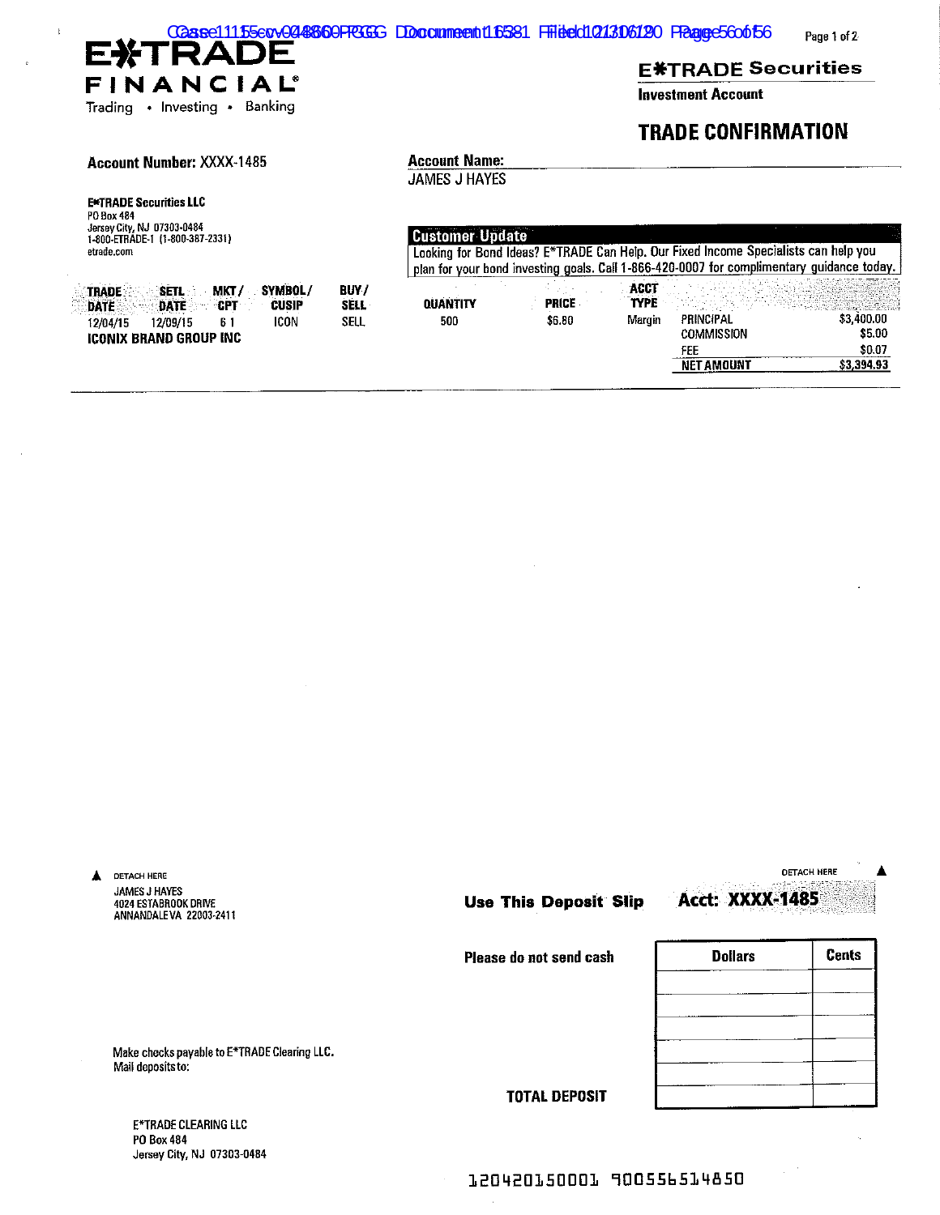**E*TRADE FINANCIAL**

Trading • Investing • Banking

## E*TRADE Securities

**Investment Account**

# TRADE CONFIRMATION

**Account Number:** XXXX-1485

**Account Name:**
JAMES J HAYES

**E*TRADE Securities LLC**
PO Box 484
Jersey City, NJ 07303-0484
1-800-ETRADE-1 (1-800-387-2331)
etrade.com

**Customer Update**
Looking for Bond Ideas? E*TRADE Can Help. Our Fixed Income Specialists can help you plan for your bond investing goals. Call 1-866-420-0007 for complimentary guidance today.

| TRADE DATE | SETL DATE | MKT / CPT | SYMBOL / CUSIP | BUY / SELL | QUANTITY | PRICE | ACCT TYPE | | |
|---|---|---|---|---|---|---|---|---|---|
| 12/04/15 | 12/09/15 | 6 1 | ICON | SELL | 500 | $6.80 | Margin | PRINCIPAL | $3,400.00 |
| ICONIX BRAND GROUP INC | | | | | | | | COMMISSION | $5.00 |
| | | | | | | | | FEE | $0.07 |
| | | | | | | | | **NET AMOUNT** | **$3,394.93** |

DETACH HERE

JAMES J HAYES
4024 ESTABROOK DRIVE
ANNANDALE VA 22003-2411

**Use This Deposit Slip**

**Acct: XXXX-1485**

**Please do not send cash**

| Dollars | Cents |
|---|---|
| | |
| | |
| | |
| | |
| | |
| | |

**TOTAL DEPOSIT**

Make checks payable to E*TRADE Clearing LLC.
Mail deposits to:

E*TRADE CLEARING LLC
PO Box 484
Jersey City, NJ 07303-0484

120420150001 900556514850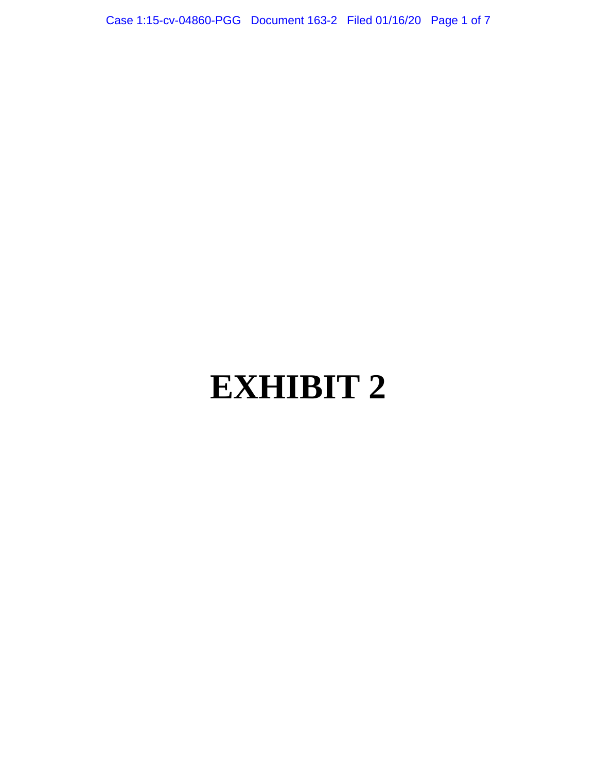# EXHIBIT 2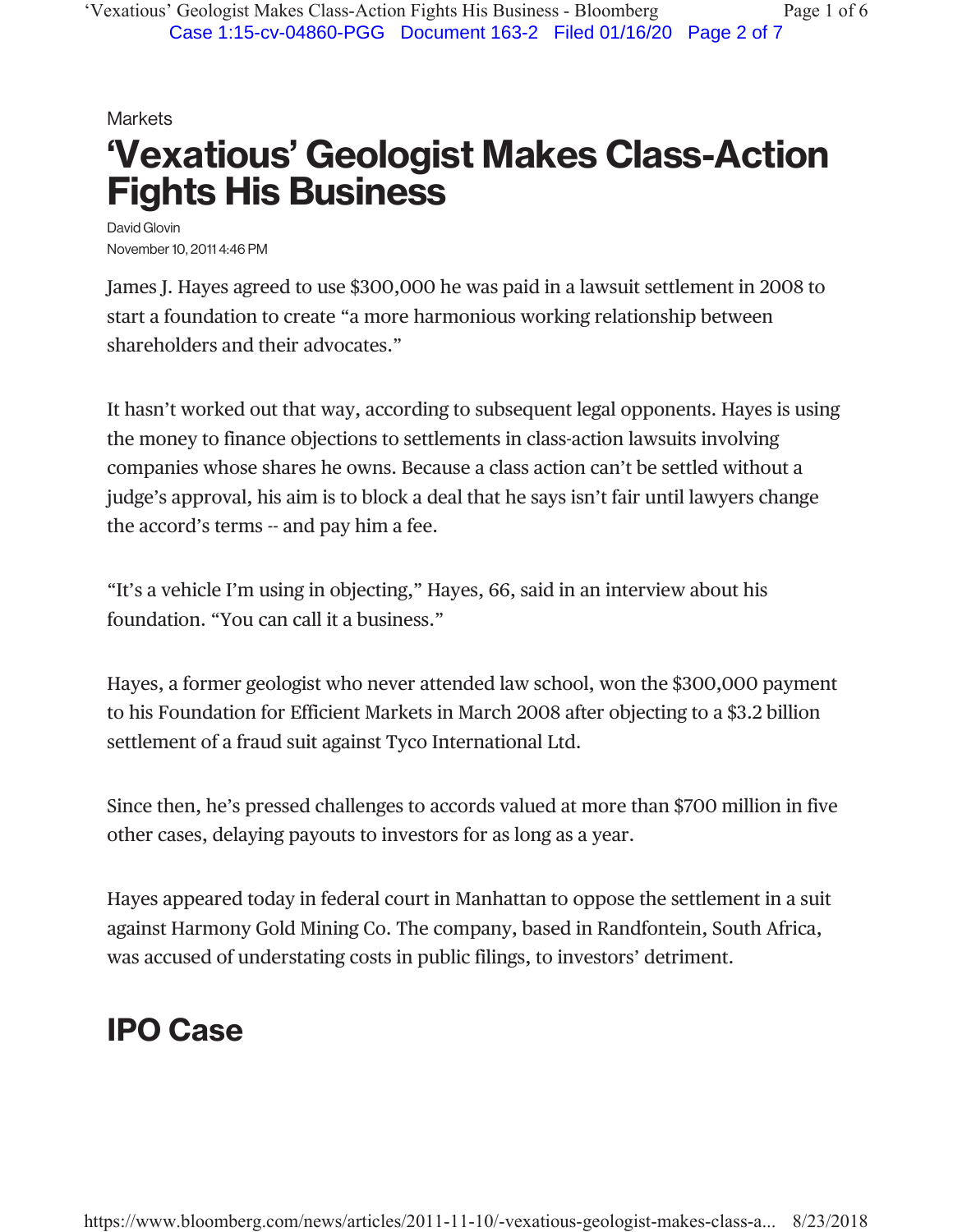Markets

# 'Vexatious' Geologist Makes Class-Action Fights His Business

David Glovin

November 10, 2011 4:46 PM

James J. Hayes agreed to use $300,000 he was paid in a lawsuit settlement in 2008 to start a foundation to create "a more harmonious working relationship between shareholders and their advocates."

It hasn't worked out that way, according to subsequent legal opponents. Hayes is using the money to finance objections to settlements in class-action lawsuits involving companies whose shares he owns. Because a class action can't be settled without a judge's approval, his aim is to block a deal that he says isn't fair until lawyers change the accord's terms -- and pay him a fee.

"It's a vehicle I'm using in objecting," Hayes, 66, said in an interview about his foundation. "You can call it a business."

Hayes, a former geologist who never attended law school, won the $300,000 payment to his Foundation for Efficient Markets in March 2008 after objecting to a $3.2 billion settlement of a fraud suit against Tyco International Ltd.

Since then, he's pressed challenges to accords valued at more than $700 million in five other cases, delaying payouts to investors for as long as a year.

Hayes appeared today in federal court in Manhattan to oppose the settlement in a suit against Harmony Gold Mining Co. The company, based in Randfontein, South Africa, was accused of understating costs in public filings, to investors' detriment.

## IPO Case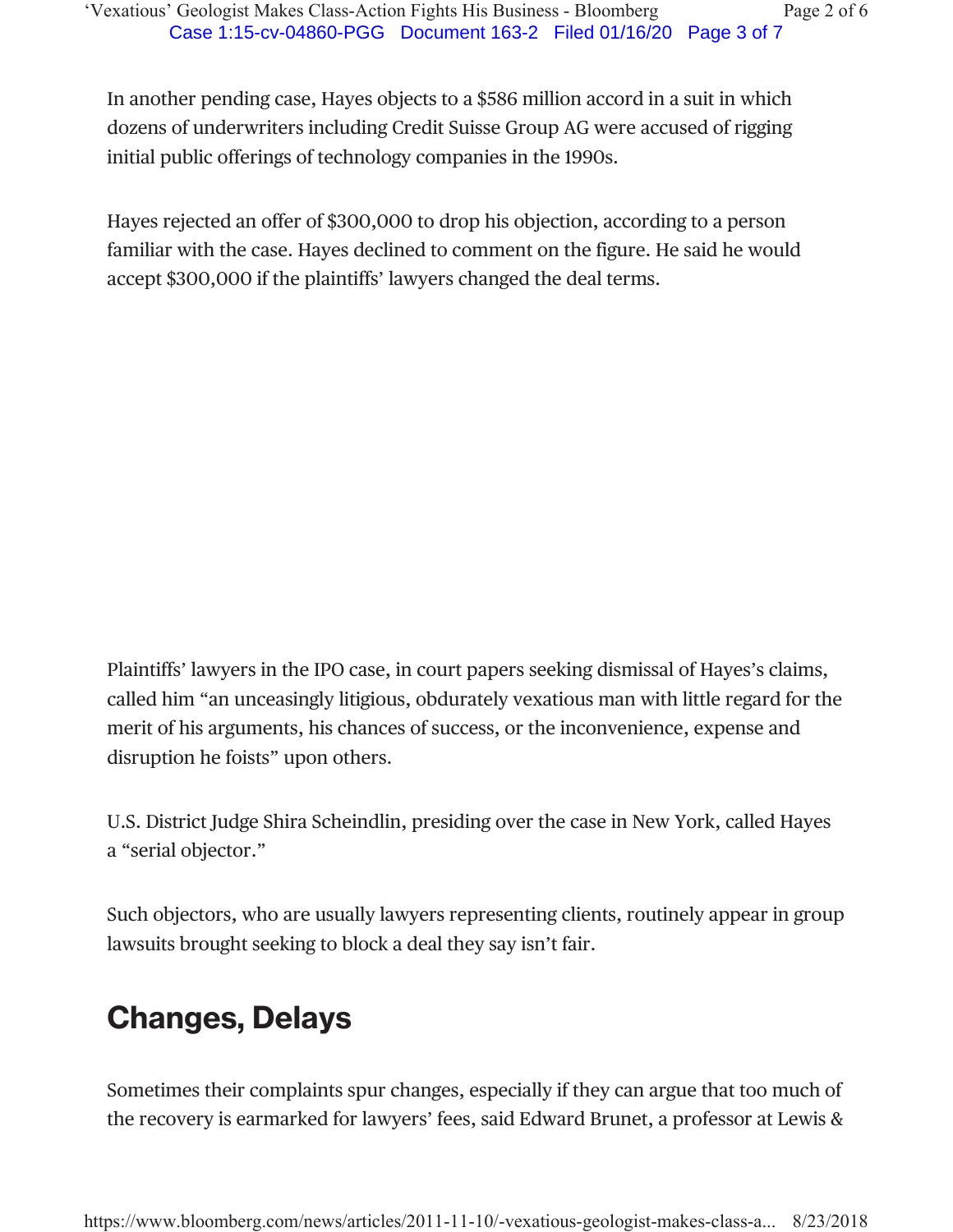In another pending case, Hayes objects to a $586 million accord in a suit in which dozens of underwriters including Credit Suisse Group AG were accused of rigging initial public offerings of technology companies in the 1990s.

Hayes rejected an offer of $300,000 to drop his objection, according to a person familiar with the case. Hayes declined to comment on the figure. He said he would accept $300,000 if the plaintiffs' lawyers changed the deal terms.

Plaintiffs' lawyers in the IPO case, in court papers seeking dismissal of Hayes's claims, called him "an unceasingly litigious, obdurately vexatious man with little regard for the merit of his arguments, his chances of success, or the inconvenience, expense and disruption he foists" upon others.

U.S. District Judge Shira Scheindlin, presiding over the case in New York, called Hayes a "serial objector."

Such objectors, who are usually lawyers representing clients, routinely appear in group lawsuits brought seeking to block a deal they say isn't fair.

## Changes, Delays

Sometimes their complaints spur changes, especially if they can argue that too much of the recovery is earmarked for lawyers' fees, said Edward Brunet, a professor at Lewis &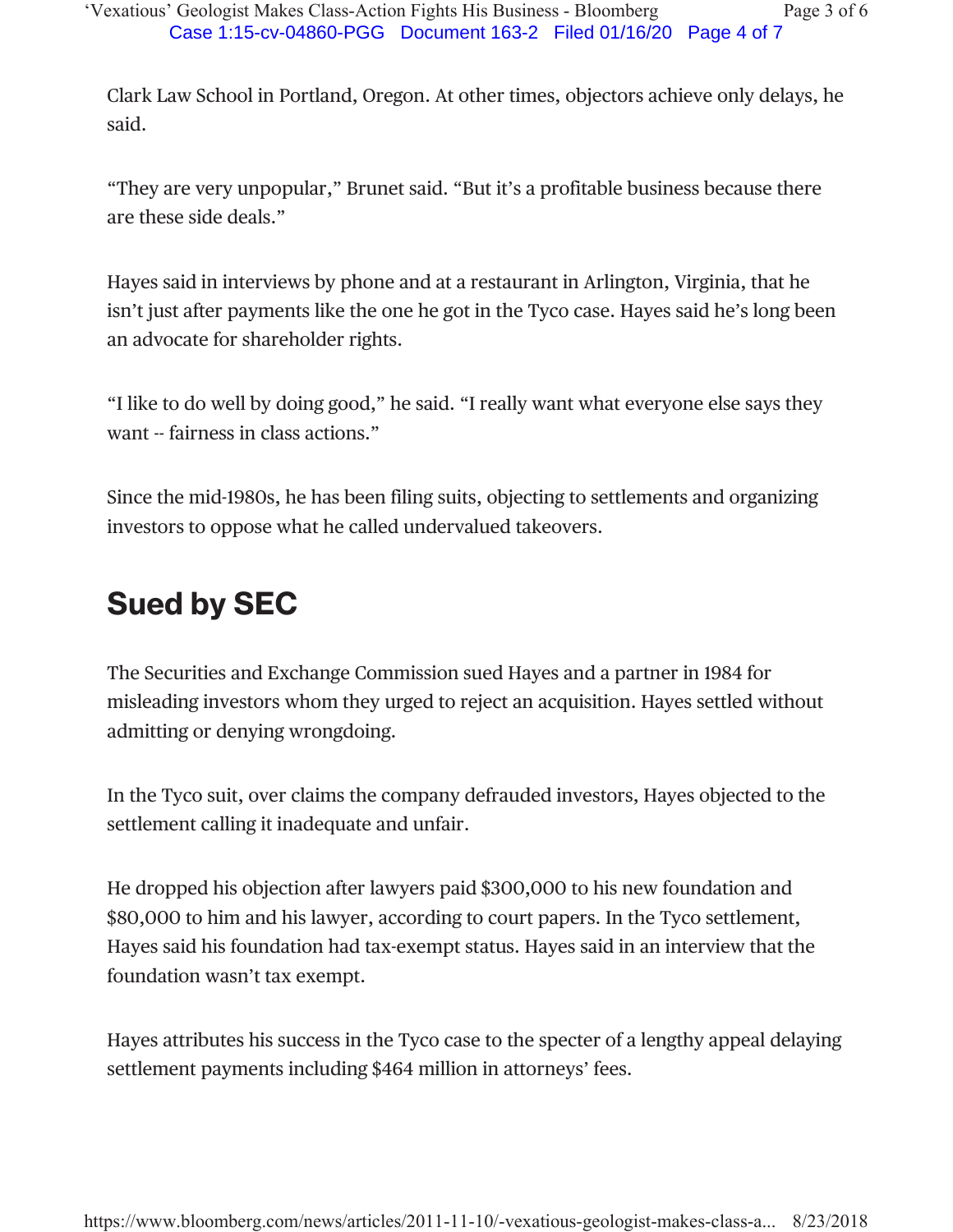Clark Law School in Portland, Oregon. At other times, objectors achieve only delays, he said.

"They are very unpopular," Brunet said. "But it's a profitable business because there are these side deals."

Hayes said in interviews by phone and at a restaurant in Arlington, Virginia, that he isn't just after payments like the one he got in the Tyco case. Hayes said he's long been an advocate for shareholder rights.

"I like to do well by doing good," he said. "I really want what everyone else says they want -- fairness in class actions."

Since the mid-1980s, he has been filing suits, objecting to settlements and organizing investors to oppose what he called undervalued takeovers.

## Sued by SEC

The Securities and Exchange Commission sued Hayes and a partner in 1984 for misleading investors whom they urged to reject an acquisition. Hayes settled without admitting or denying wrongdoing.

In the Tyco suit, over claims the company defrauded investors, Hayes objected to the settlement calling it inadequate and unfair.

He dropped his objection after lawyers paid $300,000 to his new foundation and $80,000 to him and his lawyer, according to court papers. In the Tyco settlement, Hayes said his foundation had tax-exempt status. Hayes said in an interview that the foundation wasn't tax exempt.

Hayes attributes his success in the Tyco case to the specter of a lengthy appeal delaying settlement payments including $464 million in attorneys' fees.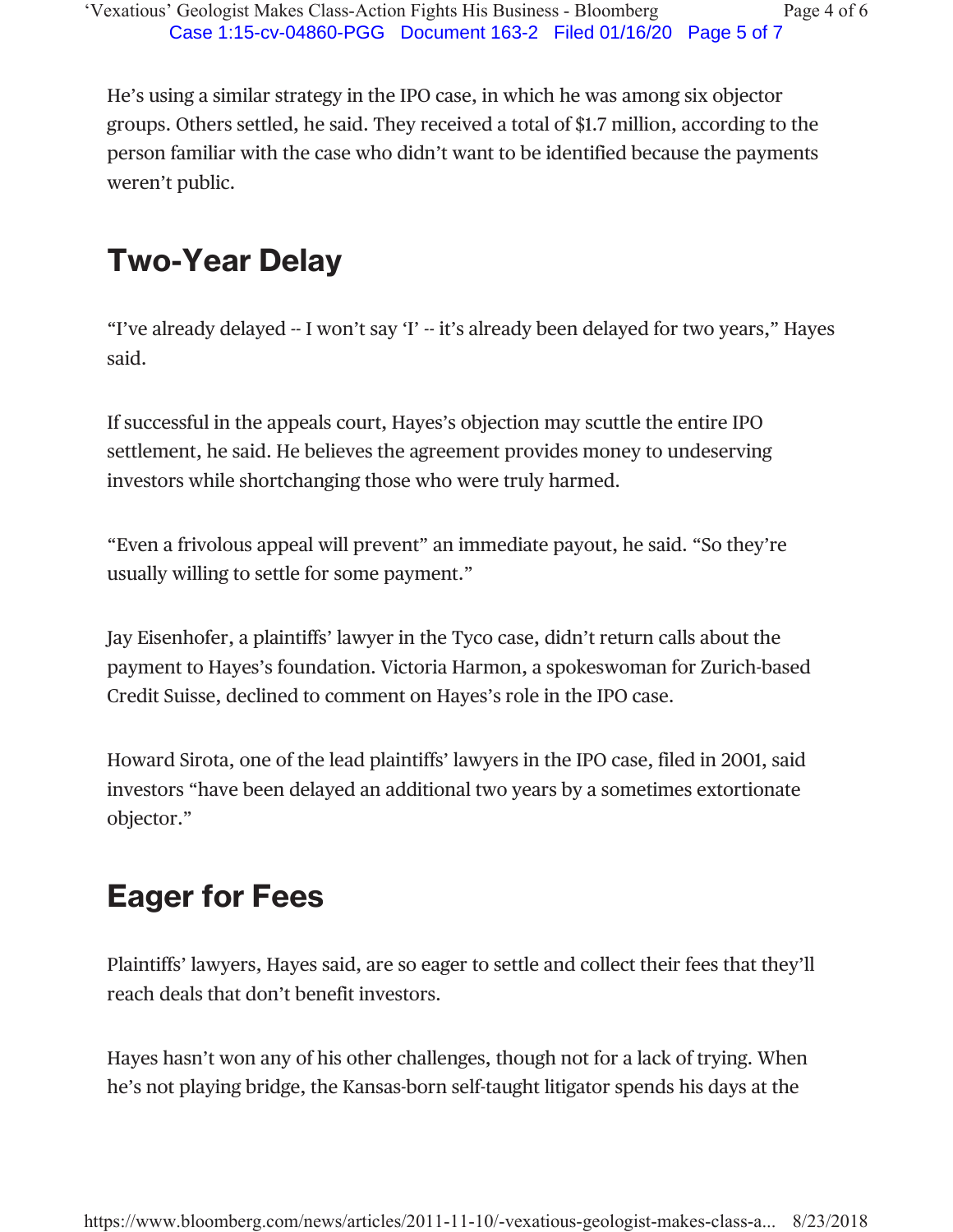He's using a similar strategy in the IPO case, in which he was among six objector groups. Others settled, he said. They received a total of $1.7 million, according to the person familiar with the case who didn't want to be identified because the payments weren't public.

## Two-Year Delay

"I've already delayed -- I won't say 'I' -- it's already been delayed for two years," Hayes said.

If successful in the appeals court, Hayes's objection may scuttle the entire IPO settlement, he said. He believes the agreement provides money to undeserving investors while shortchanging those who were truly harmed.

"Even a frivolous appeal will prevent" an immediate payout, he said. "So they're usually willing to settle for some payment."

Jay Eisenhofer, a plaintiffs' lawyer in the Tyco case, didn't return calls about the payment to Hayes's foundation. Victoria Harmon, a spokeswoman for Zurich-based Credit Suisse, declined to comment on Hayes's role in the IPO case.

Howard Sirota, one of the lead plaintiffs' lawyers in the IPO case, filed in 2001, said investors "have been delayed an additional two years by a sometimes extortionate objector."

## Eager for Fees

Plaintiffs' lawyers, Hayes said, are so eager to settle and collect their fees that they'll reach deals that don't benefit investors.

Hayes hasn't won any of his other challenges, though not for a lack of trying. When he's not playing bridge, the Kansas-born self-taught litigator spends his days at the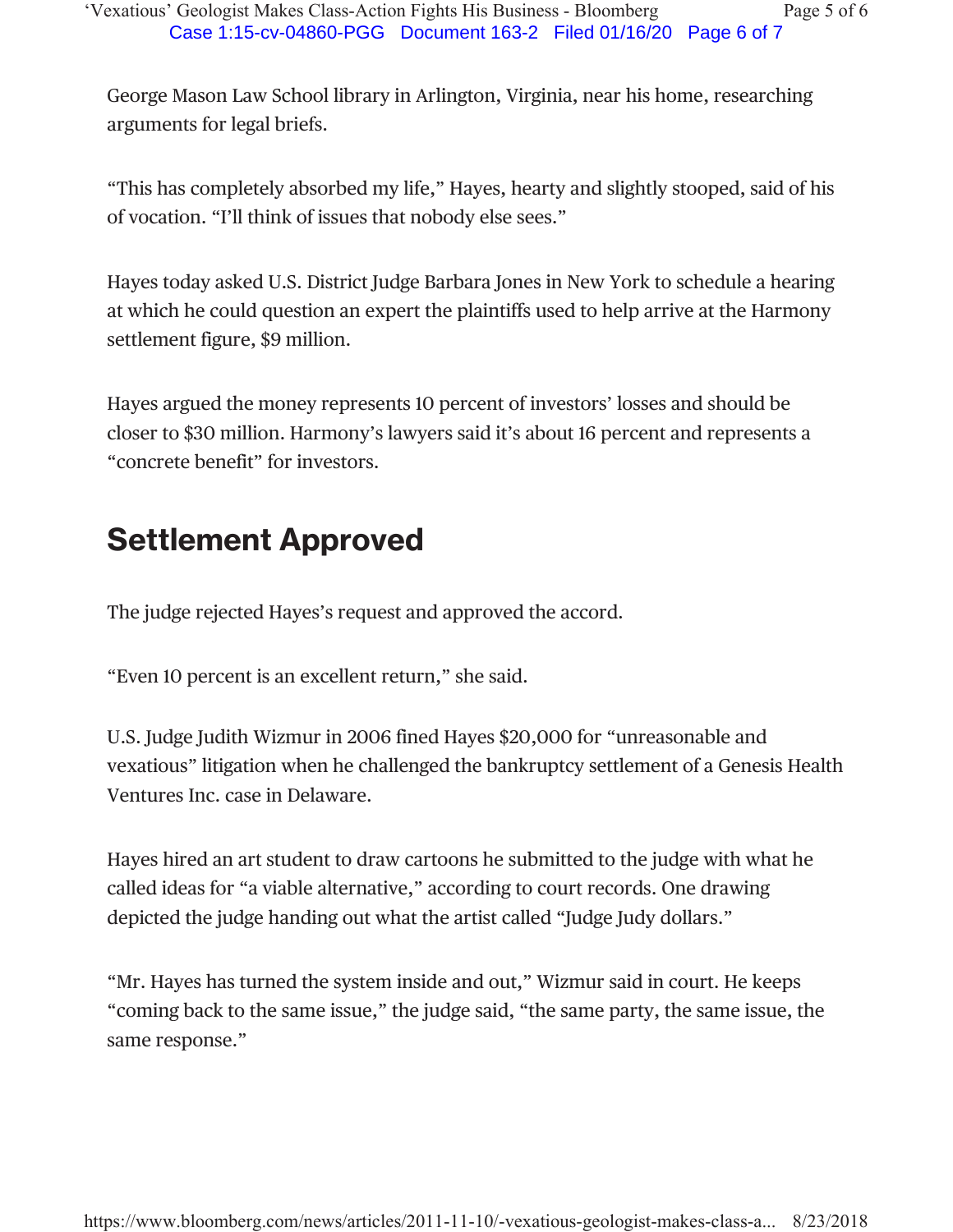George Mason Law School library in Arlington, Virginia, near his home, researching arguments for legal briefs.

"This has completely absorbed my life," Hayes, hearty and slightly stooped, said of his of vocation. "I'll think of issues that nobody else sees."

Hayes today asked U.S. District Judge Barbara Jones in New York to schedule a hearing at which he could question an expert the plaintiffs used to help arrive at the Harmony settlement figure, $9 million.

Hayes argued the money represents 10 percent of investors' losses and should be closer to $30 million. Harmony's lawyers said it's about 16 percent and represents a "concrete benefit" for investors.

## Settlement Approved

The judge rejected Hayes's request and approved the accord.

"Even 10 percent is an excellent return," she said.

U.S. Judge Judith Wizmur in 2006 fined Hayes $20,000 for "unreasonable and vexatious" litigation when he challenged the bankruptcy settlement of a Genesis Health Ventures Inc. case in Delaware.

Hayes hired an art student to draw cartoons he submitted to the judge with what he called ideas for "a viable alternative," according to court records. One drawing depicted the judge handing out what the artist called "Judge Judy dollars."

"Mr. Hayes has turned the system inside and out," Wizmur said in court. He keeps "coming back to the same issue," the judge said, "the same party, the same issue, the same response."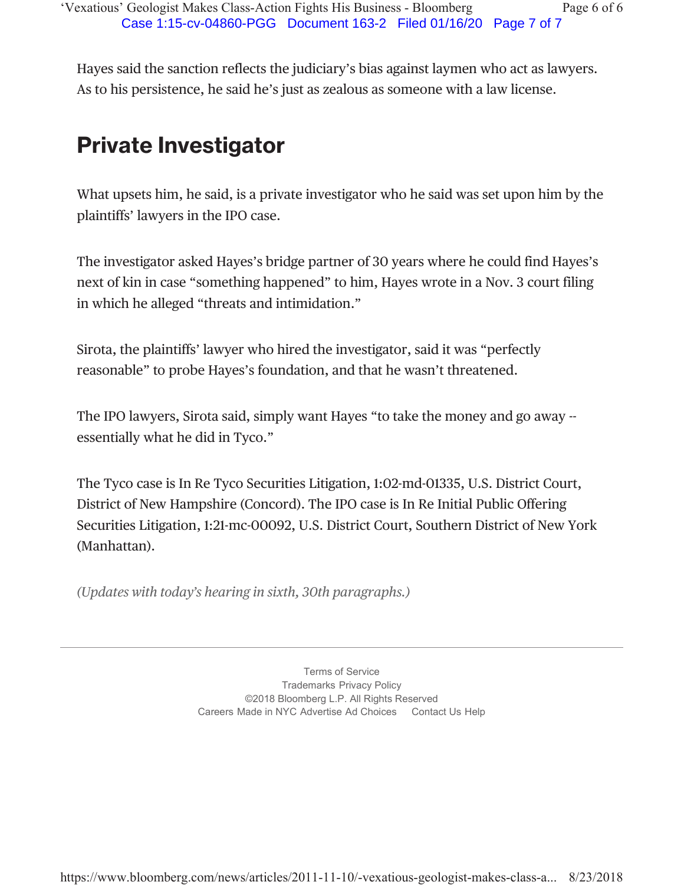Hayes said the sanction reflects the judiciary's bias against laymen who act as lawyers. As to his persistence, he said he's just as zealous as someone with a law license.

## Private Investigator

What upsets him, he said, is a private investigator who he said was set upon him by the plaintiffs' lawyers in the IPO case.

The investigator asked Hayes's bridge partner of 30 years where he could find Hayes's next of kin in case "something happened" to him, Hayes wrote in a Nov. 3 court filing in which he alleged "threats and intimidation."

Sirota, the plaintiffs' lawyer who hired the investigator, said it was "perfectly reasonable" to probe Hayes's foundation, and that he wasn't threatened.

The IPO lawyers, Sirota said, simply want Hayes "to take the money and go away -- essentially what he did in Tyco."

The Tyco case is In Re Tyco Securities Litigation, 1:02-md-01335, U.S. District Court, District of New Hampshire (Concord). The IPO case is In Re Initial Public Offering Securities Litigation, 1:21-mc-00092, U.S. District Court, Southern District of New York (Manhattan).

*(Updates with today's hearing in sixth, 30th paragraphs.)*

---

Terms of Service
Trademarks Privacy Policy
©2018 Bloomberg L.P. All Rights Reserved
Careers Made in NYC Advertise Ad Choices Contact Us Help